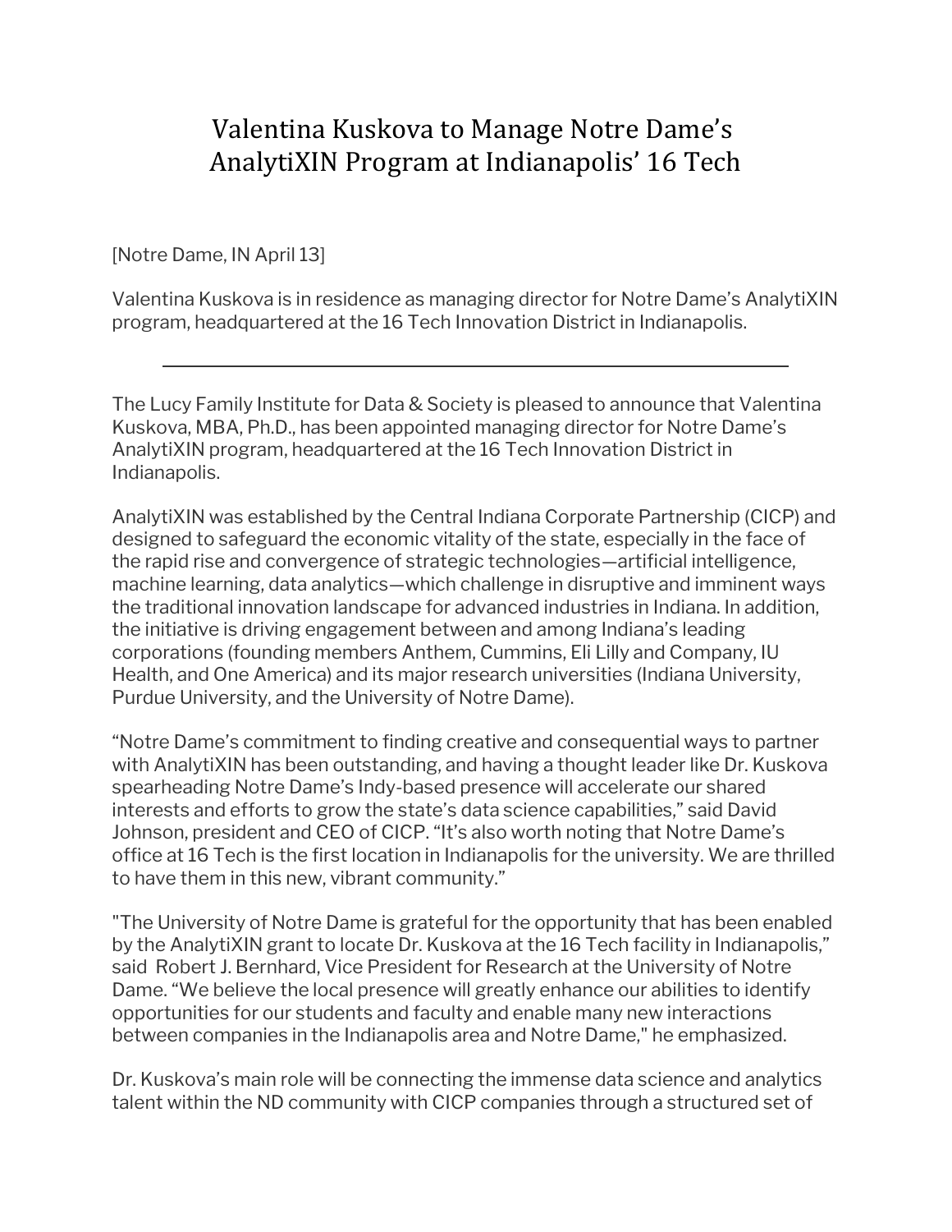# Valentina Kuskova to Manage Notre Dame's AnalytiXIN Program at Indianapolis' 16 Tech

[Notre Dame, IN April 13]

Valentina Kuskova is in residence as managing director for Notre Dame's AnalytiXIN program, headquartered at the 16 Tech Innovation District in Indianapolis.

---

The Lucy Family Institute for Data & Society is pleased to announce that Valentina Kuskova, MBA, Ph.D., has been appointed managing director for Notre Dame's AnalytiXIN program, headquartered at the 16 Tech Innovation District in Indianapolis.

AnalytiXIN was established by the Central Indiana Corporate Partnership (CICP) and designed to safeguard the economic vitality of the state, especially in the face of the rapid rise and convergence of strategic technologies—artificial intelligence, machine learning, data analytics—which challenge in disruptive and imminent ways the traditional innovation landscape for advanced industries in Indiana. In addition, the initiative is driving engagement between and among Indiana's leading corporations (founding members Anthem, Cummins, Eli Lilly and Company, IU Health, and One America) and its major research universities (Indiana University, Purdue University, and the University of Notre Dame).

"Notre Dame's commitment to finding creative and consequential ways to partner with AnalytiXIN has been outstanding, and having a thought leader like Dr. Kuskova spearheading Notre Dame's Indy-based presence will accelerate our shared interests and efforts to grow the state's data science capabilities," said David Johnson, president and CEO of CICP. "It's also worth noting that Notre Dame's office at 16 Tech is the first location in Indianapolis for the university. We are thrilled to have them in this new, vibrant community."

"The University of Notre Dame is grateful for the opportunity that has been enabled by the AnalytiXIN grant to locate Dr. Kuskova at the 16 Tech facility in Indianapolis," said Robert J. Bernhard, Vice President for Research at the University of Notre Dame. "We believe the local presence will greatly enhance our abilities to identify opportunities for our students and faculty and enable many new interactions between companies in the Indianapolis area and Notre Dame," he emphasized.

Dr. Kuskova's main role will be connecting the immense data science and analytics talent within the ND community with CICP companies through a structured set of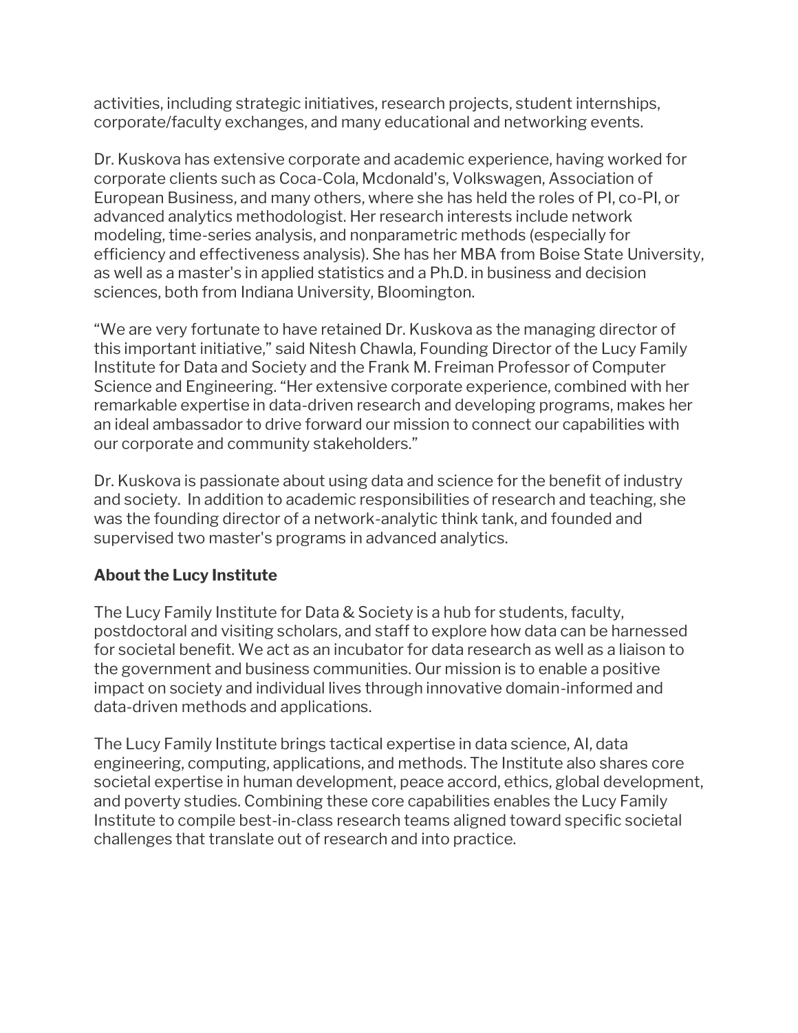activities, including strategic initiatives, research projects, student internships, corporate/faculty exchanges, and many educational and networking events.

Dr. Kuskova has extensive corporate and academic experience, having worked for corporate clients such as Coca-Cola, Mcdonald's, Volkswagen, Association of European Business, and many others, where she has held the roles of PI, co-PI, or advanced analytics methodologist. Her research interests include network modeling, time-series analysis, and nonparametric methods (especially for efficiency and effectiveness analysis). She has her MBA from Boise State University, as well as a master's in applied statistics and a Ph.D. in business and decision sciences, both from Indiana University, Bloomington.

“We are very fortunate to have retained Dr. Kuskova as the managing director of this important initiative,” said Nitesh Chawla, Founding Director of the Lucy Family Institute for Data and Society and the Frank M. Freiman Professor of Computer Science and Engineering. “Her extensive corporate experience, combined with her remarkable expertise in data-driven research and developing programs, makes her an ideal ambassador to drive forward our mission to connect our capabilities with our corporate and community stakeholders.”

Dr. Kuskova is passionate about using data and science for the benefit of industry and society. In addition to academic responsibilities of research and teaching, she was the founding director of a network-analytic think tank, and founded and supervised two master's programs in advanced analytics.

**About the Lucy Institute**

The Lucy Family Institute for Data & Society is a hub for students, faculty, postdoctoral and visiting scholars, and staff to explore how data can be harnessed for societal benefit. We act as an incubator for data research as well as a liaison to the government and business communities. Our mission is to enable a positive impact on society and individual lives through innovative domain-informed and data-driven methods and applications.

The Lucy Family Institute brings tactical expertise in data science, AI, data engineering, computing, applications, and methods. The Institute also shares core societal expertise in human development, peace accord, ethics, global development, and poverty studies. Combining these core capabilities enables the Lucy Family Institute to compile best-in-class research teams aligned toward specific societal challenges that translate out of research and into practice.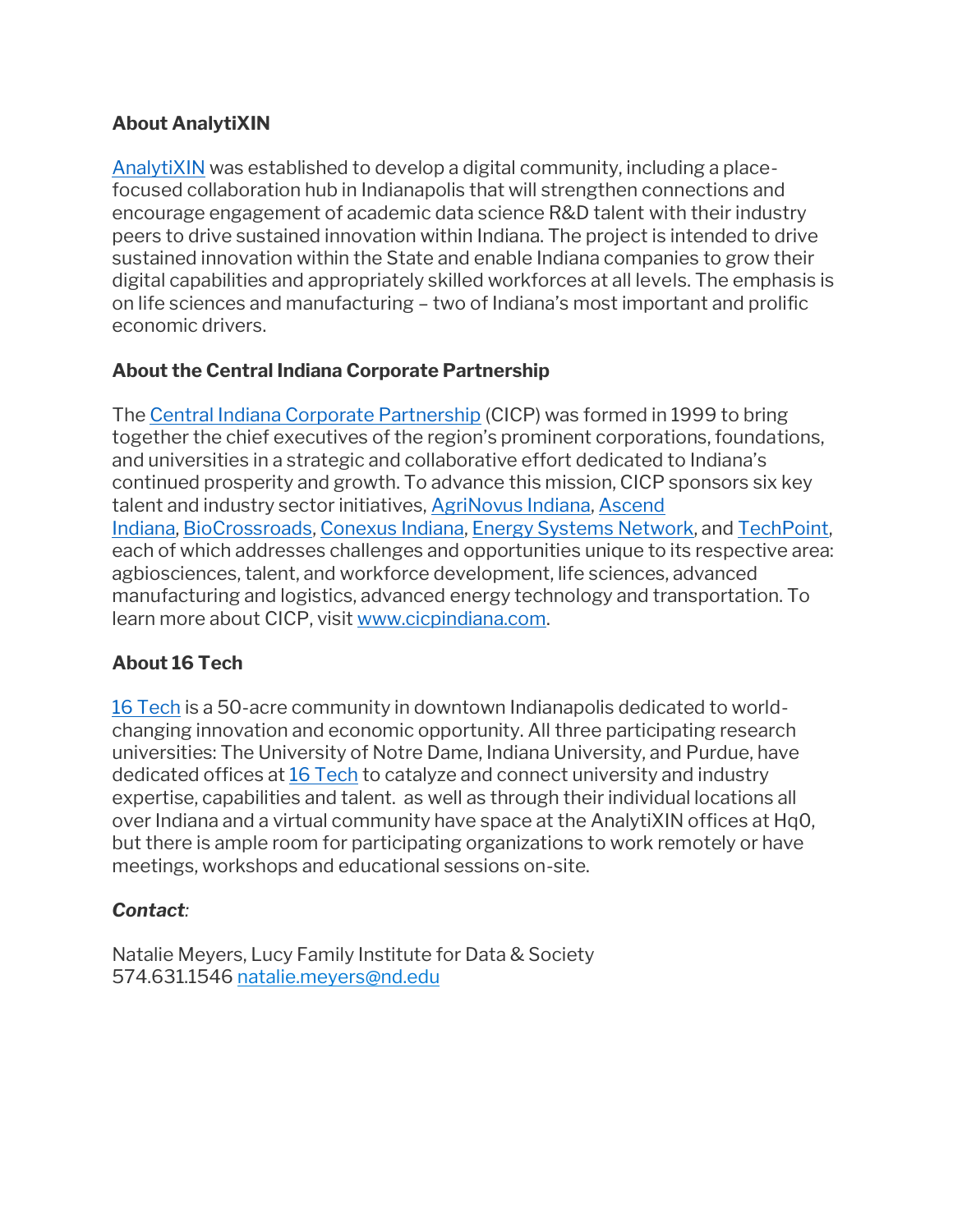**About AnalytiXIN**

AnalytiXIN was established to develop a digital community, including a place-focused collaboration hub in Indianapolis that will strengthen connections and encourage engagement of academic data science R&D talent with their industry peers to drive sustained innovation within Indiana. The project is intended to drive sustained innovation within the State and enable Indiana companies to grow their digital capabilities and appropriately skilled workforces at all levels. The emphasis is on life sciences and manufacturing – two of Indiana's most important and prolific economic drivers.

**About the Central Indiana Corporate Partnership**

The Central Indiana Corporate Partnership (CICP) was formed in 1999 to bring together the chief executives of the region's prominent corporations, foundations, and universities in a strategic and collaborative effort dedicated to Indiana's continued prosperity and growth. To advance this mission, CICP sponsors six key talent and industry sector initiatives, AgriNovus Indiana, Ascend Indiana, BioCrossroads, Conexus Indiana, Energy Systems Network, and TechPoint, each of which addresses challenges and opportunities unique to its respective area: agbiosciences, talent, and workforce development, life sciences, advanced manufacturing and logistics, advanced energy technology and transportation. To learn more about CICP, visit www.cicpindiana.com.

**About 16 Tech**

16 Tech is a 50-acre community in downtown Indianapolis dedicated to world-changing innovation and economic opportunity. All three participating research universities: The University of Notre Dame, Indiana University, and Purdue, have dedicated offices at 16 Tech to catalyze and connect university and industry expertise, capabilities and talent.  as well as through their individual locations all over Indiana and a virtual community have space at the AnalytiXIN offices at Hq0, but there is ample room for participating organizations to work remotely or have meetings, workshops and educational sessions on-site.

***Contact**:*

Natalie Meyers, Lucy Family Institute for Data & Society
574.631.1546 natalie.meyers@nd.edu